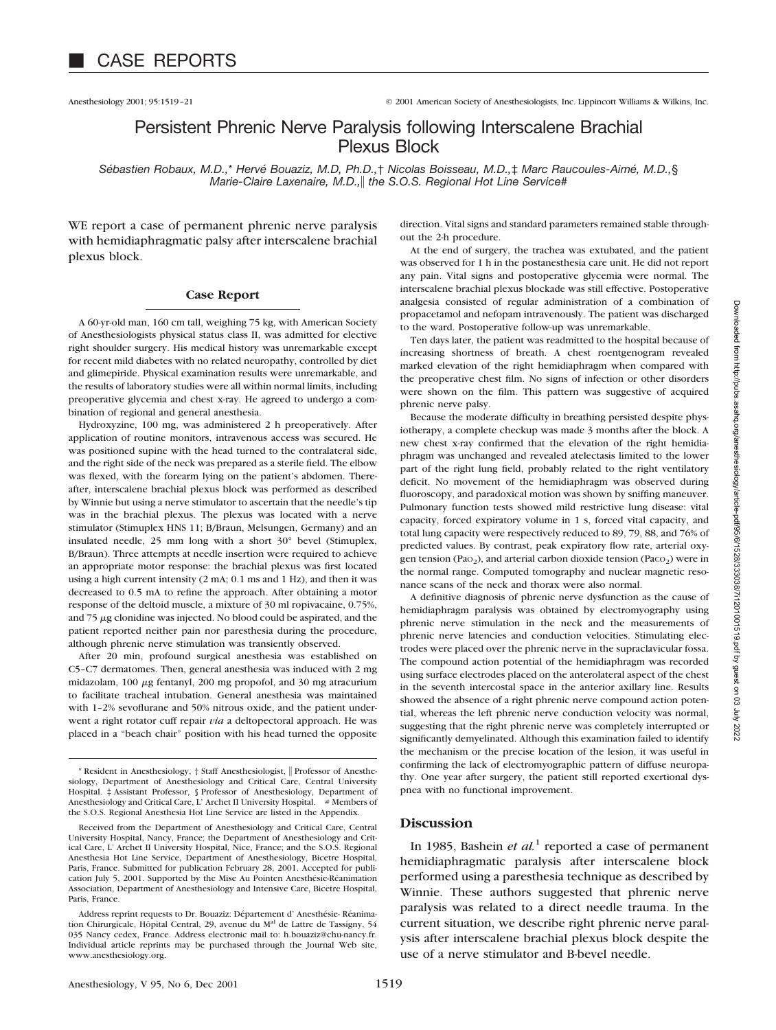# CASE REPORTS

## Persistent Phrenic Nerve Paralysis following Interscalene Brachial Plexus Block

*Sébastien Robaux, M.D.,\* Hervé Bouaziz, M.D, Ph.D.,† Nicolas Boisseau, M.D.,‡ Marc Raucoules-Aimé, M.D.,§ Marie-Claire Laxenaire, M.D.,‖ the S.O.S. Regional Hot Line Service#*

WE report a case of permanent phrenic nerve paralysis with hemidiaphragmatic palsy after interscalene brachial plexus block.

### Case Report

A 60-yr-old man, 160 cm tall, weighing 75 kg, with American Society of Anesthesiologists physical status class II, was admitted for elective right shoulder surgery. His medical history was unremarkable except for recent mild diabetes with no related neuropathy, controlled by diet and glimepiride. Physical examination results were unremarkable, and the results of laboratory studies were all within normal limits, including preoperative glycemia and chest x-ray. He agreed to undergo a combination of regional and general anesthesia.

Hydroxyzine, 100 mg, was administered 2 h preoperatively. After application of routine monitors, intravenous access was secured. He was positioned supine with the head turned to the contralateral side, and the right side of the neck was prepared as a sterile field. The elbow was flexed, with the forearm lying on the patient's abdomen. Thereafter, interscalene brachial plexus block was performed as described by Winnie but using a nerve stimulator to ascertain that the needle's tip was in the brachial plexus. The plexus was located with a nerve stimulator (Stimuplex HNS 11; B/Braun, Melsungen, Germany) and an insulated needle, 25 mm long with a short 30° bevel (Stimuplex, B/Braun). Three attempts at needle insertion were required to achieve an appropriate motor response: the brachial plexus was first located using a high current intensity (2 mA; 0.1 ms and 1 Hz), and then it was decreased to 0.5 mA to refine the approach. After obtaining a motor response of the deltoid muscle, a mixture of 30 ml ropivacaine, 0.75%, and 75 $\mu$g clonidine was injected. No blood could be aspirated, and the patient reported neither pain nor paresthesia during the procedure, although phrenic nerve stimulation was transiently observed.

After 20 min, profound surgical anesthesia was established on C5–C7 dermatomes. Then, general anesthesia was induced with 2 mg midazolam, 100 $\mu$g fentanyl, 200 mg propofol, and 30 mg atracurium to facilitate tracheal intubation. General anesthesia was maintained with 1–2% sevoflurane and 50% nitrous oxide, and the patient underwent a right rotator cuff repair *via* a deltopectoral approach. He was placed in a "beach chair" position with his head turned the opposite direction. Vital signs and standard parameters remained stable throughout the 2-h procedure.

At the end of surgery, the trachea was extubated, and the patient was observed for 1 h in the postanesthesia care unit. He did not report any pain. Vital signs and postoperative glycemia were normal. The interscalene brachial plexus blockade was still effective. Postoperative analgesia consisted of regular administration of a combination of propacetamol and nefopam intravenously. The patient was discharged to the ward. Postoperative follow-up was unremarkable.

Ten days later, the patient was readmitted to the hospital because of increasing shortness of breath. A chest roentgenogram revealed marked elevation of the right hemidiaphragm when compared with the preoperative chest film. No signs of infection or other disorders were shown on the film. This pattern was suggestive of acquired phrenic nerve palsy.

Because the moderate difficulty in breathing persisted despite physiotherapy, a complete checkup was made 3 months after the block. A new chest x-ray confirmed that the elevation of the right hemidiaphragm was unchanged and revealed atelectasis limited to the lower part of the right lung field, probably related to the right ventilatory deficit. No movement of the hemidiaphragm was observed during fluoroscopy, and paradoxical motion was shown by sniffing maneuver. Pulmonary function tests showed mild restrictive lung disease: vital capacity, forced expiratory volume in 1 s, forced vital capacity, and total lung capacity were respectively reduced to 89, 79, 88, and 76% of predicted values. By contrast, peak expiratory flow rate, arterial oxygen tension ($Pa_{O_2}$), and arterial carbon dioxide tension ($Pa_{CO_2}$) were in the normal range. Computed tomography and nuclear magnetic resonance scans of the neck and thorax were also normal.

A definitive diagnosis of phrenic nerve dysfunction as the cause of hemidiaphragm paralysis was obtained by electromyography using phrenic nerve stimulation in the neck and the measurements of phrenic nerve latencies and conduction velocities. Stimulating electrodes were placed over the phrenic nerve in the supraclavicular fossa. The compound action potential of the hemidiaphragm was recorded using surface electrodes placed on the anterolateral aspect of the chest in the seventh intercostal space in the anterior axillary line. Results showed the absence of a right phrenic nerve compound action potential, whereas the left phrenic nerve conduction velocity was normal, suggesting that the right phrenic nerve was completely interrupted or significantly demyelinated. Although this examination failed to identify the mechanism or the precise location of the lesion, it was useful in confirming the lack of electromyographic pattern of diffuse neuropathy. One year after surgery, the patient still reported exertional dyspnea with no functional improvement.

### Discussion

In 1985, Bashein *et al.*[1] reported a case of permanent hemidiaphragmatic paralysis after interscalene block performed using a paresthesia technique as described by Winnie. These authors suggested that phrenic nerve paralysis was related to a direct needle trauma. In the current situation, we describe right phrenic nerve paralysis after interscalene brachial plexus block despite the use of a nerve stimulator and B-bevel needle.

\* Resident in Anesthesiology, † Staff Anesthesiologist, ‖ Professor of Anesthesiology, Department of Anesthesiology and Critical Care, Central University Hospital. ‡ Assistant Professor, § Professor of Anesthesiology, Department of Anesthesiology and Critical Care, L' Archet II University Hospital. # Members of the S.O.S. Regional Anesthesia Hot Line Service are listed in the Appendix.

Received from the Department of Anesthesiology and Critical Care, Central University Hospital, Nancy, France; the Department of Anesthesiology and Critical Care, L' Archet II University Hospital, Nice, France; and the S.O.S. Regional Anesthesia Hot Line Service, Department of Anesthesiology, Bicetre Hospital, Paris, France. Submitted for publication February 28, 2001. Accepted for publication July 5, 2001. Supported by the Mise Au Pointen Anesthésie-Réanimation Association, Department of Anesthesiology and Intensive Care, Bicetre Hospital, Paris, France.

Address reprint requests to Dr. Bouaziz: Département d' Anesthésie- Réanimation Chirurgicale, Hôpital Central, 29, avenue du M[al] de Lattre de Tassigny, 54 035 Nancy cedex, France. Address electronic mail to: h.bouaziz@chu-nancy.fr. Individual article reprints may be purchased through the Journal Web site, www.anesthesiology.org.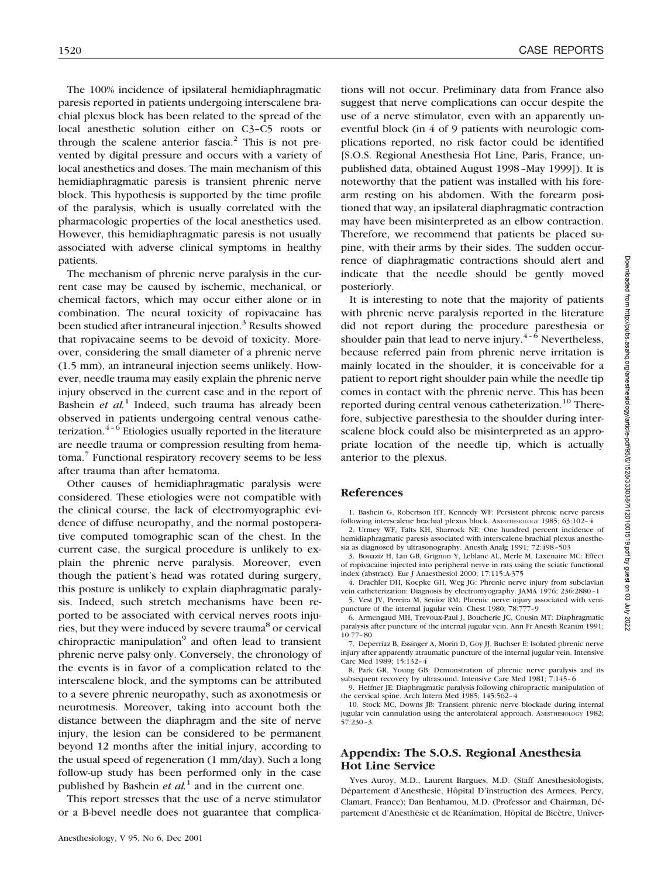The 100% incidence of ipsilateral hemidiaphragmatic paresis reported in patients undergoing interscalene brachial plexus block has been related to the spread of the local anesthetic solution either on C3–C5 roots or through the scalene anterior fascia.[2] This is not prevented by digital pressure and occurs with a variety of local anesthetics and doses. The main mechanism of this hemidiaphragmatic paresis is transient phrenic nerve block. This hypothesis is supported by the time profile of the paralysis, which is usually correlated with the pharmacologic properties of the local anesthetics used. However, this hemidiaphragmatic paresis is not usually associated with adverse clinical symptoms in healthy patients.

The mechanism of phrenic nerve paralysis in the current case may be caused by ischemic, mechanical, or chemical factors, which may occur either alone or in combination. The neural toxicity of ropivacaine has been studied after intraneural injection.[3] Results showed that ropivacaine seems to be devoid of toxicity. Moreover, considering the small diameter of a phrenic nerve (1.5 mm), an intraneural injection seems unlikely. However, needle trauma may easily explain the phrenic nerve injury observed in the current case and in the report of Bashein *et al.*[1] Indeed, such trauma has already been observed in patients undergoing central venous catheterization.[4–6] Etiologies usually reported in the literature are needle trauma or compression resulting from hematoma.[7] Functional respiratory recovery seems to be less after trauma than after hematoma.

Other causes of hemidiaphragmatic paralysis were considered. These etiologies were not compatible with the clinical course, the lack of electromyographic evidence of diffuse neuropathy, and the normal postoperative computed tomographic scan of the chest. In the current case, the surgical procedure is unlikely to explain the phrenic nerve paralysis. Moreover, even though the patient's head was rotated during surgery, this posture is unlikely to explain diaphragmatic paralysis. Indeed, such stretch mechanisms have been reported to be associated with cervical nerves roots injuries, but they were induced by severe trauma[8] or cervical chiropractic manipulation[9] and often lead to transient phrenic nerve palsy only. Conversely, the chronology of the events is in favor of a complication related to the interscalene block, and the symptoms can be attributed to a severe phrenic neuropathy, such as axonotmesis or neurotmesis. Moreover, taking into account both the distance between the diaphragm and the site of nerve injury, the lesion can be considered to be permanent beyond 12 months after the initial injury, according to the usual speed of regeneration (1 mm/day). Such a long follow-up study has been performed only in the case published by Bashein *et al.*[1] and in the current one.

This report stresses that the use of a nerve stimulator or a B-bevel needle does not guarantee that complications will not occur. Preliminary data from France also suggest that nerve complications can occur despite the use of a nerve stimulator, even with an apparently uneventful block (in 4 of 9 patients with neurologic complications reported, no risk factor could be identified [S.O.S. Regional Anesthesia Hot Line, Paris, France, unpublished data, obtained August 1998–May 1999]). It is noteworthy that the patient was installed with his forearm resting on his abdomen. With the forearm positioned that way, an ipsilateral diaphragmatic contraction may have been misinterpreted as an elbow contraction. Therefore, we recommend that patients be placed supine, with their arms by their sides. The sudden occurrence of diaphragmatic contractions should alert and indicate that the needle should be gently moved posteriorly.

It is interesting to note that the majority of patients with phrenic nerve paralysis reported in the literature did not report during the procedure paresthesia or shoulder pain that lead to nerve injury.[4–6] Nevertheless, because referred pain from phrenic nerve irritation is mainly located in the shoulder, it is conceivable for a patient to report right shoulder pain while the needle tip comes in contact with the phrenic nerve. This has been reported during central venous catheterization.[10] Therefore, subjective paresthesia to the shoulder during interscalene block could also be misinterpreted as an appropriate location of the needle tip, which is actually anterior to the plexus.

## References

1. Bashein G, Robertson HT, Kennedy WF: Persistent phrenic nerve paresis following interscalene brachial plexus block. ANESTHESIOLOGY 1985; 63:102–4
2. Urmey WF, Talts KH, Sharrock NE: One hundred percent incidence of hemidiaphragmatic paresis associated with interscalene brachial plexus anesthesia as diagnosed by ultrasonography. Anesth Analg 1991; 72:498–503
3. Bouaziz H, Lan GB, Grignon Y, Leblanc AL, Merle M, Laxenaire MC: Effect of ropivacaine injected into peripheral nerve in rats using the sciatic functional index (abstract). Eur J Anaesthesiol 2000; 17:115:A-375
4. Drachler DH, Koepke GH, Weg JG: Phrenic nerve injury from subclavian vein catheterization: Diagnosis by electromyography. JAMA 1976; 236:2880–1
5. Vest JV, Pereira M, Senior RM: Phrenic nerve injury associated with venipuncture of the internal jugular vein. Chest 1980; 78:777–9
6. Armengaud MH, Trevoux-Paul J, Boucherie JC, Cousin MT: Diaphragmatic paralysis after puncture of the internal jugular vein. Ann Fr Anesth Reanim 1991; 10:77–80
7. Deperriaz B, Essinger A, Morin D, Goy JJ, Buchser E: Isolated phrenic nerve injury after apparently atraumatic puncture of the internal jugular vein. Intensive Care Med 1989; 15:132–4
8. Park GR, Young GB: Demonstration of phrenic nerve paralysis and its subsequent recovery by ultrasound. Intensive Care Med 1981; 7:145–6
9. Heffner JE: Diaphragmatic paralysis following chiropractic manipulation of the cervical spine. Arch Intern Med 1985; 145:562–4
10. Stock MC, Downs JB: Transient phrenic nerve blockade during internal jugular vein cannulation using the anterolateral approach. ANESTHESIOLOGY 1982; 57:230–3

## Appendix: The S.O.S. Regional Anesthesia Hot Line Service

Yves Auroy, M.D., Laurent Bargues, M.D. (Staff Anesthesiologists, Département d'Anesthesie, Hôpital D'instruction des Armees, Percy, Clamart, France); Dan Benhamou, M.D. (Professor and Chairman, Département d'Anesthésie et de Réanimation, Hôpital de Bicètre, Univer-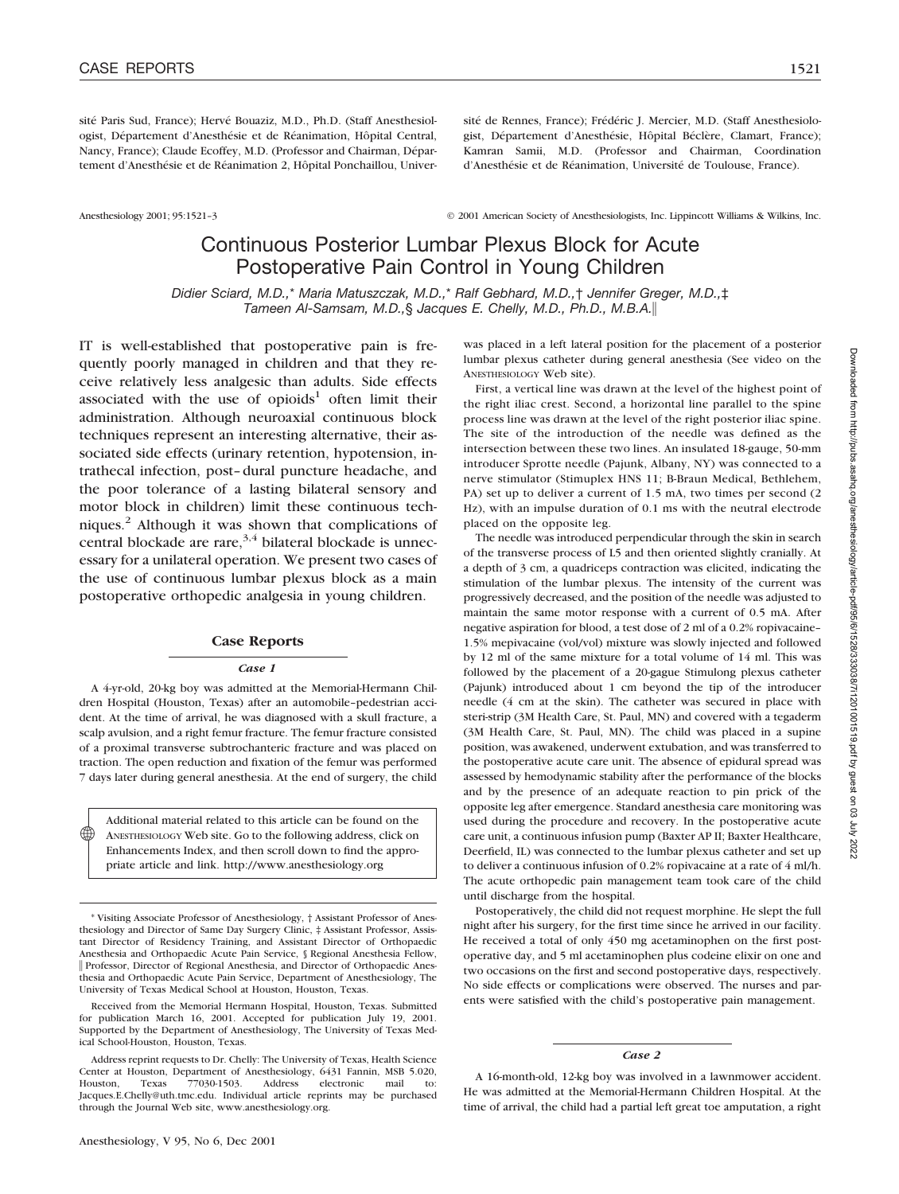sité Paris Sud, France); Hervé Bouaziz, M.D., Ph.D. (Staff Anesthesiologist, Département d'Anesthésie et de Réanimation, Hôpital Central, Nancy, France); Claude Ecoffey, M.D. (Professor and Chairman, Département d'Anesthésie et de Réanimation 2, Hôpital Ponchaillou, Université de Rennes, France); Frédéric J. Mercier, M.D. (Staff Anesthesiologist, Département d'Anesthésie, Hôpital Béclère, Clamart, France); Kamran Samii, M.D. (Professor and Chairman, Coordination d'Anesthésie et de Réanimation, Université de Toulouse, France).

Anesthesiology 2001; 95:1521–3 © 2001 American Society of Anesthesiologists, Inc. Lippincott Williams & Wilkins, Inc.

# Continuous Posterior Lumbar Plexus Block for Acute Postoperative Pain Control in Young Children

*Didier Sciard, M.D.,\* Maria Matuszczak, M.D.,\* Ralf Gebhard, M.D.,† Jennifer Greger, M.D.,‡ Tameen Al-Samsam, M.D.,§ Jacques E. Chelly, M.D., Ph.D., M.B.A.‖*

IT is well-established that postoperative pain is frequently poorly managed in children and that they receive relatively less analgesic than adults. Side effects associated with the use of opioids[1] often limit their administration. Although neuroaxial continuous block techniques represent an interesting alternative, their associated side effects (urinary retention, hypotension, intrathecal infection, post–dural puncture headache, and the poor tolerance of a lasting bilateral sensory and motor block in children) limit these continuous techniques.[2] Although it was shown that complications of central blockade are rare,[3,4] bilateral blockade is unnecessary for a unilateral operation. We present two cases of the use of continuous lumbar plexus block as a main postoperative orthopedic analgesia in young children.

## Case Reports

### *Case 1*

A 4-yr-old, 20-kg boy was admitted at the Memorial-Hermann Children Hospital (Houston, Texas) after an automobile–pedestrian accident. At the time of arrival, he was diagnosed with a skull fracture, a scalp avulsion, and a right femur fracture. The femur fracture consisted of a proximal transverse subtrochanteric fracture and was placed on traction. The open reduction and fixation of the femur was performed 7 days later during general anesthesia. At the end of surgery, the child was placed in a left lateral position for the placement of a posterior lumbar plexus catheter during general anesthesia (See video on the ANESTHESIOLOGY Web site).

First, a vertical line was drawn at the level of the highest point of the right iliac crest. Second, a horizontal line parallel to the spine process line was drawn at the level of the right posterior iliac spine. The site of the introduction of the needle was defined as the intersection between these two lines. An insulated 18-gauge, 50-mm introducer Sprotte needle (Pajunk, Albany, NY) was connected to a nerve stimulator (Stimuplex HNS 11; B-Braun Medical, Bethlehem, PA) set up to deliver a current of 1.5 mA, two times per second (2 Hz), with an impulse duration of 0.1 ms with the neutral electrode placed on the opposite leg.

The needle was introduced perpendicular through the skin in search of the transverse process of L5 and then oriented slightly cranially. At a depth of 3 cm, a quadriceps contraction was elicited, indicating the stimulation of the lumbar plexus. The intensity of the current was progressively decreased, and the position of the needle was adjusted to maintain the same motor response with a current of 0.5 mA. After negative aspiration for blood, a test dose of 2 ml of a 0.2% ropivacaine–1.5% mepivacaine (vol/vol) mixture was slowly injected and followed by 12 ml of the same mixture for a total volume of 14 ml. This was followed by the placement of a 20-gague Stimulong plexus catheter (Pajunk) introduced about 1 cm beyond the tip of the introducer needle (4 cm at the skin). The catheter was secured in place with steri-strip (3M Health Care, St. Paul, MN) and covered with a tegaderm (3M Health Care, St. Paul, MN). The child was placed in a supine position, was awakened, underwent extubation, and was transferred to the postoperative acute care unit. The absence of epidural spread was assessed by hemodynamic stability after the performance of the blocks and by the presence of an adequate reaction to pin prick of the opposite leg after emergence. Standard anesthesia care monitoring was used during the procedure and recovery. In the postoperative acute care unit, a continuous infusion pump (Baxter AP II; Baxter Healthcare, Deerfield, IL) was connected to the lumbar plexus catheter and set up to deliver a continuous infusion of 0.2% ropivacaine at a rate of 4 ml/h. The acute orthopedic pain management team took care of the child until discharge from the hospital.

Postoperatively, the child did not request morphine. He slept the full night after his surgery, for the first time since he arrived in our facility. He received a total of only 450 mg acetaminophen on the first postoperative day, and 5 ml acetaminophen plus codeine elixir on one and two occasions on the first and second postoperative days, respectively. No side effects or complications were observed. The nurses and parents were satisfied with the child's postoperative pain management.

### *Case 2*

A 16-month-old, 12-kg boy was involved in a lawnmower accident. He was admitted at the Memorial-Hermann Children Hospital. At the time of arrival, the child had a partial left great toe amputation, a right

Additional material related to this article can be found on the ANESTHESIOLOGY Web site. Go to the following address, click on Enhancements Index, and then scroll down to find the appropriate article and link. http://www.anesthesiology.org

\* Visiting Associate Professor of Anesthesiology, † Assistant Professor of Anesthesiology and Director of Same Day Surgery Clinic, ‡ Assistant Professor, Assistant Director of Residency Training, and Assistant Director of Orthopaedic Anesthesia and Orthopaedic Acute Pain Service, § Regional Anesthesia Fellow, ‖ Professor, Director of Regional Anesthesia, and Director of Orthopaedic Anesthesia and Orthopaedic Acute Pain Service, Department of Anesthesiology, The University of Texas Medical School at Houston, Houston, Texas.

Received from the Memorial Hermann Hospital, Houston, Texas. Submitted for publication March 16, 2001. Accepted for publication July 19, 2001. Supported by the Department of Anesthesiology, The University of Texas Medical School-Houston, Houston, Texas.

Address reprint requests to Dr. Chelly: The University of Texas, Health Science Center at Houston, Department of Anesthesiology, 6431 Fannin, MSB 5.020, Houston, Texas 77030-1503. Address electronic mail to: Jacques.E.Chelly@uth.tmc.edu. Individual article reprints may be purchased through the Journal Web site, www.anesthesiology.org.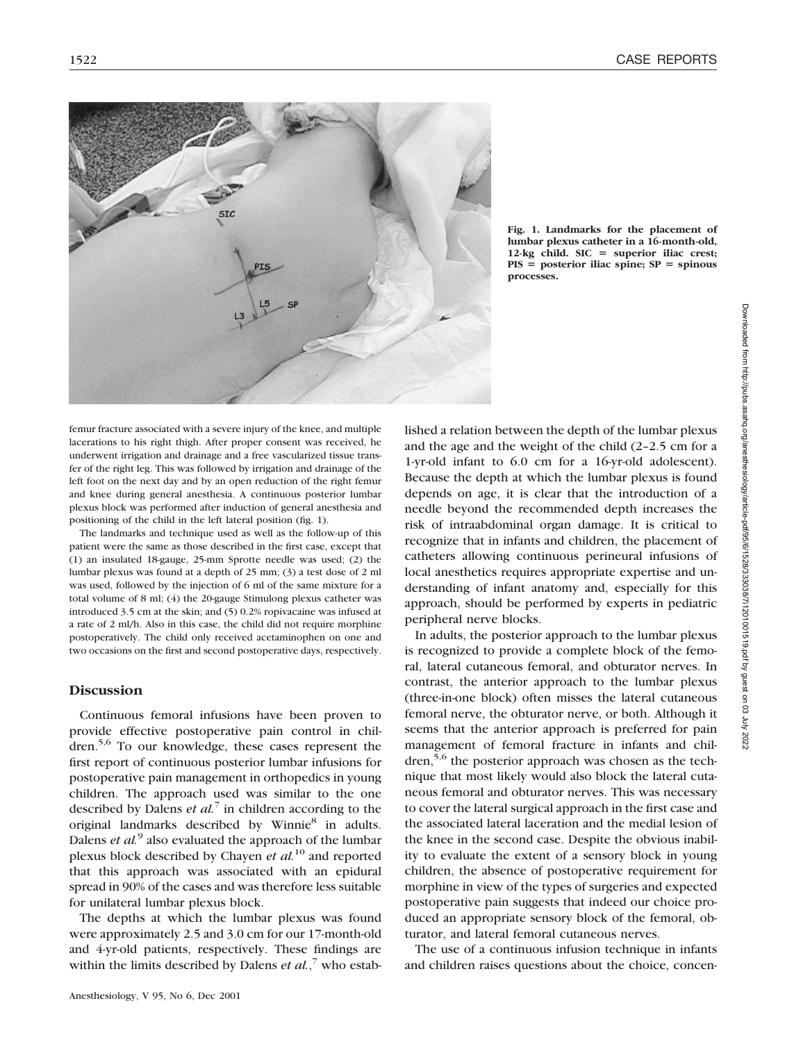Fig. 1. Landmarks for the placement of lumbar plexus catheter in a 16-month-old, 12-kg child. SIC = superior iliac crest; PIS = posterior iliac spine; SP = spinous processes.

femur fracture associated with a severe injury of the knee, and multiple lacerations to his right thigh. After proper consent was received, he underwent irrigation and drainage and a free vascularized tissue transfer of the right leg. This was followed by irrigation and drainage of the left foot on the next day and by an open reduction of the right femur and knee during general anesthesia. A continuous posterior lumbar plexus block was performed after induction of general anesthesia and positioning of the child in the left lateral position (fig. 1).

The landmarks and technique used as well as the follow-up of this patient were the same as those described in the first case, except that (1) an insulated 18-gauge, 25-mm Sprotte needle was used; (2) the lumbar plexus was found at a depth of 25 mm; (3) a test dose of 2 ml was used, followed by the injection of 6 ml of the same mixture for a total volume of 8 ml; (4) the 20-gauge Stimulong plexus catheter was introduced 3.5 cm at the skin; and (5) 0.2% ropivacaine was infused at a rate of 2 ml/h. Also in this case, the child did not require morphine postoperatively. The child only received acetaminophen on one and two occasions on the first and second postoperative days, respectively.

## Discussion

Continuous femoral infusions have been proven to provide effective postoperative pain control in children.[5,6] To our knowledge, these cases represent the first report of continuous posterior lumbar infusions for postoperative pain management in orthopedics in young children. The approach used was similar to the one described by Dalens *et al.*[7] in children according to the original landmarks described by Winnie[8] in adults. Dalens *et al.*[9] also evaluated the approach of the lumbar plexus block described by Chayen *et al.*[10] and reported that this approach was associated with an epidural spread in 90% of the cases and was therefore less suitable for unilateral lumbar plexus block.

The depths at which the lumbar plexus was found were approximately 2.5 and 3.0 cm for our 17-month-old and 4-yr-old patients, respectively. These findings are within the limits described by Dalens *et al.*,[7] who established a relation between the depth of the lumbar plexus and the age and the weight of the child (2–2.5 cm for a 1-yr-old infant to 6.0 cm for a 16-yr-old adolescent). Because the depth at which the lumbar plexus is found depends on age, it is clear that the introduction of a needle beyond the recommended depth increases the risk of intraabdominal organ damage. It is critical to recognize that in infants and children, the placement of catheters allowing continuous perineural infusions of local anesthetics requires appropriate expertise and understanding of infant anatomy and, especially for this approach, should be performed by experts in pediatric peripheral nerve blocks.

In adults, the posterior approach to the lumbar plexus is recognized to provide a complete block of the femoral, lateral cutaneous femoral, and obturator nerves. In contrast, the anterior approach to the lumbar plexus (three-in-one block) often misses the lateral cutaneous femoral nerve, the obturator nerve, or both. Although it seems that the anterior approach is preferred for pain management of femoral fracture in infants and children,[5,6] the posterior approach was chosen as the technique that most likely would also block the lateral cutaneous femoral and obturator nerves. This was necessary to cover the lateral surgical approach in the first case and the associated lateral laceration and the medial lesion of the knee in the second case. Despite the obvious inability to evaluate the extent of a sensory block in young children, the absence of postoperative requirement for morphine in view of the types of surgeries and expected postoperative pain suggests that indeed our choice produced an appropriate sensory block of the femoral, obturator, and lateral femoral cutaneous nerves.

The use of a continuous infusion technique in infants and children raises questions about the choice, concen-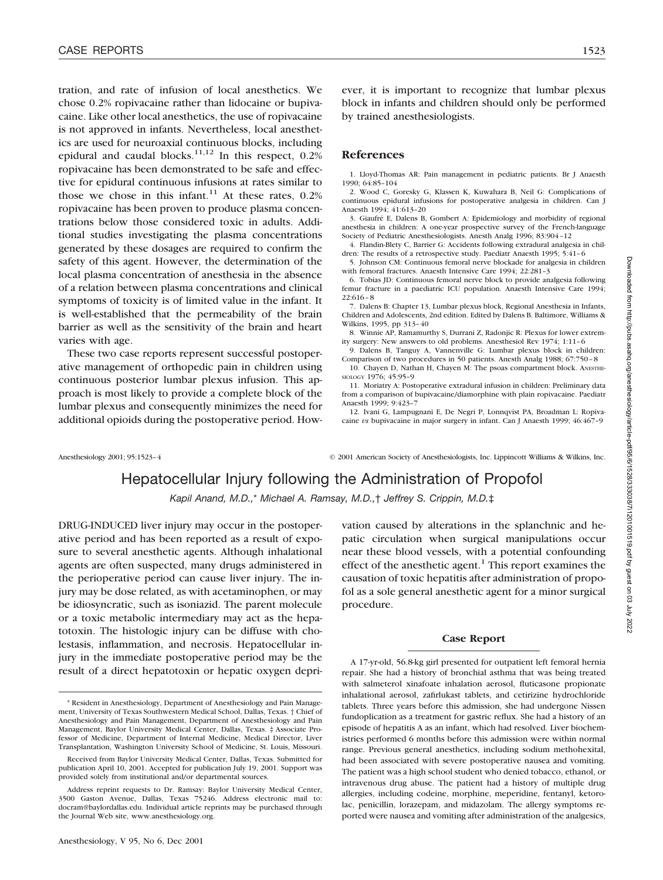tration, and rate of infusion of local anesthetics. We chose 0.2% ropivacaine rather than lidocaine or bupivacaine. Like other local anesthetics, the use of ropivacaine is not approved in infants. Nevertheless, local anesthetics are used for neuroaxial continuous blocks, including epidural and caudal blocks.[11,12] In this respect, 0.2% ropivacaine has been demonstrated to be safe and effective for epidural continuous infusions at rates similar to those we chose in this infant.[11] At these rates, 0.2% ropivacaine has been proven to produce plasma concentrations below those considered toxic in adults. Additional studies investigating the plasma concentrations generated by these dosages are required to confirm the safety of this agent. However, the determination of the local plasma concentration of anesthesia in the absence of a relation between plasma concentrations and clinical symptoms of toxicity is of limited value in the infant. It is well-established that the permeability of the brain barrier as well as the sensitivity of the brain and heart varies with age.

These two case reports represent successful postoperative management of orthopedic pain in children using continuous posterior lumbar plexus infusion. This approach is most likely to provide a complete block of the lumbar plexus and consequently minimizes the need for additional opioids during the postoperative period. However, it is important to recognize that lumbar plexus block in infants and children should only be performed by trained anesthesiologists.

## References

1. Lloyd-Thomas AR: Pain management in pediatric patients. Br J Anaesth 1990; 64:85–104
2. Wood C, Goresky G, Klassen K, Kuwahara B, Neil G: Complications of continuous epidural infusions for postoperative analgesia in children. Can J Anaesth 1994; 41:613–20
3. Giaufré E, Dalens B, Gombert A: Epidemiology and morbidity of regional anesthesia in children: A one-year prospective survey of the French-language Society of Pediatric Anesthesiologists. Anesth Analg 1996; 83:904–12
4. Flandin-Blety C, Barrier G: Accidents following extradural analgesia in children: The results of a retrospective study. Paediatr Anaesth 1995; 5:41–6
5. Johnson CM: Continuous femoral nerve blockade for analgesia in children with femoral fractures. Anaesth Intensive Care 1994; 22:281–3
6. Tobias JD: Continuous femoral nerve block to provide analgesia following femur fracture in a paediatric ICU population. Anaesth Intensive Care 1994; 22:616–8
7. Dalens B: Chapter 13, Lumbar plexus block, Regional Anesthesia in Infants, Children and Adolescents, 2nd edition. Edited by Dalens B. Baltimore, Williams & Wilkins, 1995, pp 313–40
8. Winnie AP, Ramamurthy S, Durrani Z, Radonjic R: Plexus for lower extremity surgery: New answers to old problems. Anesthesiol Rev 1974; 1:11–6
9. Dalens B, Tanguy A, Vannenville G: Lumbar plexus block in children: Comparison of two procedures in 50 patients. Anesth Analg 1988; 67:750–8
10. Chayen D, Nathan H, Chayen M: The psoas compartment block. Anesthesiology 1976; 45:95–9
11. Moriatry A: Postoperative extradural infusion in children: Preliminary data from a comparison of bupivacaine/diamorphine with plain ropivacaine. Paediatr Anaesth 1999; 9:423–7
12. Ivani G, Lampugnani E, De Negri P, Lonnqvist PA, Broadman L: Ropivacaine *vs* bupivacaine in major surgery in infant. Can J Anaesth 1999; 46:467–9

Anesthesiology 2001; 95:1523–4 © 2001 American Society of Anesthesiologists, Inc. Lippincott Williams & Wilkins, Inc.

# Hepatocellular Injury following the Administration of Propofol

*Kapil Anand, M.D.,\* Michael A. Ramsay, M.D.,† Jeffrey S. Crippin, M.D.‡*

DRUG-INDUCED liver injury may occur in the postoperative period and has been reported as a result of exposure to several anesthetic agents. Although inhalational agents are often suspected, many drugs administered in the perioperative period can cause liver injury. The injury may be dose related, as with acetaminophen, or may be idiosyncratic, such as isoniazid. The parent molecule or a toxic metabolic intermediary may act as the hepatotoxin. The histologic injury can be diffuse with cholestasis, inflammation, and necrosis. Hepatocellular injury in the immediate postoperative period may be the result of a direct hepatotoxin or hepatic oxygen deprivation caused by alterations in the splanchnic and hepatic circulation when surgical manipulations occur near these blood vessels, with a potential confounding effect of the anesthetic agent.[1] This report examines the causation of toxic hepatitis after administration of propofol as a sole general anesthetic agent for a minor surgical procedure.

\* Resident in Anesthesiology, Department of Anesthesiology and Pain Management, University of Texas Southwestern Medical School, Dallas, Texas. † Chief of Anesthesiology and Pain Management, Department of Anesthesiology and Pain Management, Baylor University Medical Center, Dallas, Texas. ‡ Associate Professor of Medicine, Department of Internal Medicine, Medical Director, Liver Transplantation, Washington University School of Medicine, St. Louis, Missouri.

Received from Baylor University Medical Center, Dallas, Texas. Submitted for publication April 10, 2001. Accepted for publication July 19, 2001. Support was provided solely from institutional and/or departmental sources.

Address reprint requests to Dr. Ramsay: Baylor University Medical Center, 3500 Gaston Avenue, Dallas, Texas 75246. Address electronic mail to: docram@baylordallas.edu. Individual article reprints may be purchased through the Journal Web site, www.anesthesiology.org.

### Case Report

A 17-yr-old, 56.8-kg girl presented for outpatient left femoral hernia repair. She had a history of bronchial asthma that was being treated with salmeterol xinafoate inhalation aerosol, fluticasone propionate inhalational aerosol, zafirlukast tablets, and cetirizine hydrochloride tablets. Three years before this admission, she had undergone Nissen fundoplication as a treatment for gastric reflux. She had a history of an episode of hepatitis A as an infant, which had resolved. Liver biochemistries performed 6 months before this admission were within normal range. Previous general anesthetics, including sodium methohexital, had been associated with severe postoperative nausea and vomiting. The patient was a high school student who denied tobacco, ethanol, or intravenous drug abuse. The patient had a history of multiple drug allergies, including codeine, morphine, meperidine, fentanyl, ketorolac, penicillin, lorazepam, and midazolam. The allergy symptoms reported were nausea and vomiting after administration of the analgesics,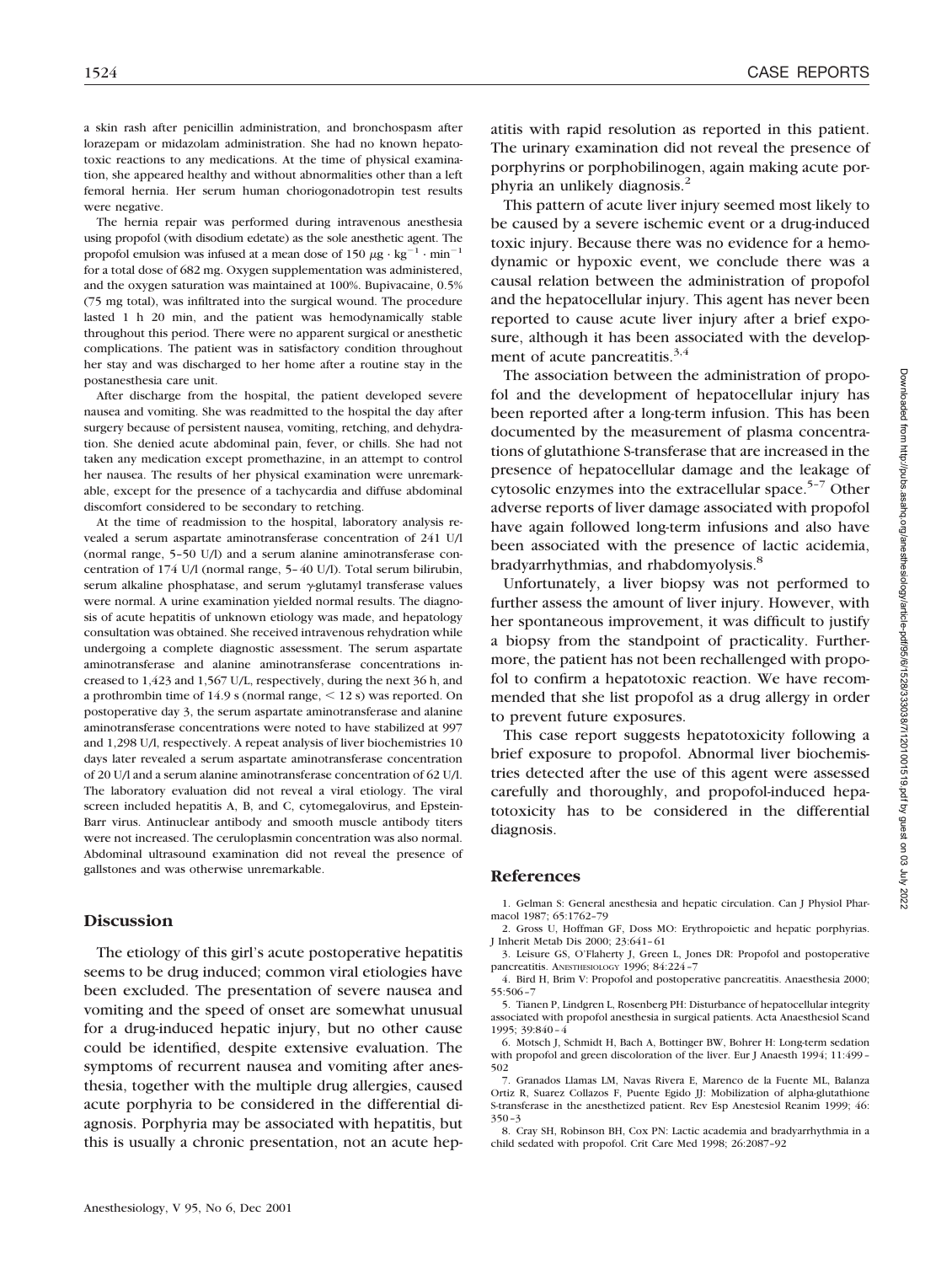a skin rash after penicillin administration, and bronchospasm after lorazepam or midazolam administration. She had no known hepatotoxic reactions to any medications. At the time of physical examination, she appeared healthy and without abnormalities other than a left femoral hernia. Her serum human choriogonadotropin test results were negative.

The hernia repair was performed during intravenous anesthesia using propofol (with disodium edetate) as the sole anesthetic agent. The propofol emulsion was infused at a mean dose of 150 $\mu g \cdot kg^{-1} \cdot min^{-1}$ for a total dose of 682 mg. Oxygen supplementation was administered, and the oxygen saturation was maintained at 100%. Bupivacaine, 0.5% (75 mg total), was infiltrated into the surgical wound. The procedure lasted 1 h 20 min, and the patient was hemodynamically stable throughout this period. There were no apparent surgical or anesthetic complications. The patient was in satisfactory condition throughout her stay and was discharged to her home after a routine stay in the postanesthesia care unit.

After discharge from the hospital, the patient developed severe nausea and vomiting. She was readmitted to the hospital the day after surgery because of persistent nausea, vomiting, retching, and dehydration. She denied acute abdominal pain, fever, or chills. She had not taken any medication except promethazine, in an attempt to control her nausea. The results of her physical examination were unremarkable, except for the presence of a tachycardia and diffuse abdominal discomfort considered to be secondary to retching.

At the time of readmission to the hospital, laboratory analysis revealed a serum aspartate aminotransferase concentration of 241 U/l (normal range, 5–50 U/l) and a serum alanine aminotransferase concentration of 174 U/l (normal range, 5–40 U/l). Total serum bilirubin, serum alkaline phosphatase, and serum $\gamma$-glutamyl transferase values were normal. A urine examination yielded normal results. The diagnosis of acute hepatitis of unknown etiology was made, and hepatology consultation was obtained. She received intravenous rehydration while undergoing a complete diagnostic assessment. The serum aspartate aminotransferase and alanine aminotransferase concentrations increased to 1,423 and 1,567 U/L, respectively, during the next 36 h, and a prothrombin time of 14.9 s (normal range, < 12 s) was reported. On postoperative day 3, the serum aspartate aminotransferase and alanine aminotransferase concentrations were noted to have stabilized at 997 and 1,298 U/l, respectively. A repeat analysis of liver biochemistries 10 days later revealed a serum aspartate aminotransferase concentration of 20 U/l and a serum alanine aminotransferase concentration of 62 U/l. The laboratory evaluation did not reveal a viral etiology. The viral screen included hepatitis A, B, and C, cytomegalovirus, and Epstein-Barr virus. Antinuclear antibody and smooth muscle antibody titers were not increased. The ceruloplasmin concentration was also normal. Abdominal ultrasound examination did not reveal the presence of gallstones and was otherwise unremarkable.

## Discussion

The etiology of this girl's acute postoperative hepatitis seems to be drug induced; common viral etiologies have been excluded. The presentation of severe nausea and vomiting and the speed of onset are somewhat unusual for a drug-induced hepatic injury, but no other cause could be identified, despite extensive evaluation. The symptoms of recurrent nausea and vomiting after anesthesia, together with the multiple drug allergies, caused acute porphyria to be considered in the differential diagnosis. Porphyria may be associated with hepatitis, but this is usually a chronic presentation, not an acute hepatitis with rapid resolution as reported in this patient. The urinary examination did not reveal the presence of porphyrins or porphobilinogen, again making acute porphyria an unlikely diagnosis.[2]

This pattern of acute liver injury seemed most likely to be caused by a severe ischemic event or a drug-induced toxic injury. Because there was no evidence for a hemodynamic or hypoxic event, we conclude there was a causal relation between the administration of propofol and the hepatocellular injury. This agent has never been reported to cause acute liver injury after a brief exposure, although it has been associated with the development of acute pancreatitis.[3,4]

The association between the administration of propofol and the development of hepatocellular injury has been reported after a long-term infusion. This has been documented by the measurement of plasma concentrations of glutathione S-transferase that are increased in the presence of hepatocellular damage and the leakage of cytosolic enzymes into the extracellular space.[5–7] Other adverse reports of liver damage associated with propofol have again followed long-term infusions and also have been associated with the presence of lactic acidemia, bradyarrhythmias, and rhabdomyolysis.[8]

Unfortunately, a liver biopsy was not performed to further assess the amount of liver injury. However, with her spontaneous improvement, it was difficult to justify a biopsy from the standpoint of practicality. Furthermore, the patient has not been rechallenged with propofol to confirm a hepatotoxic reaction. We have recommended that she list propofol as a drug allergy in order to prevent future exposures.

This case report suggests hepatotoxicity following a brief exposure to propofol. Abnormal liver biochemistries detected after the use of this agent were assessed carefully and thoroughly, and propofol-induced hepatotoxicity has to be considered in the differential diagnosis.

## References

1. Gelman S: General anesthesia and hepatic circulation. Can J Physiol Pharmacol 1987; 65:1762–79
2. Gross U, Hoffman GF, Doss MO: Erythropoietic and hepatic porphyrias. J Inherit Metab Dis 2000; 23:641–61
3. Leisure GS, O'Flaherty J, Green L, Jones DR: Propofol and postoperative pancreatitis. ANESTHESIOLOGY 1996; 84:224–7
4. Bird H, Brim V: Propofol and postoperative pancreatitis. Anaesthesia 2000; 55:506–7
5. Tianen P, Lindgren L, Rosenberg PH: Disturbance of hepatocellular integrity associated with propofol anesthesia in surgical patients. Acta Anaesthesiol Scand 1995; 39:840–4
6. Motsch J, Schmidt H, Bach A, Bottinger BW, Bohrer H: Long-term sedation with propofol and green discoloration of the liver. Eur J Anaesth 1994; 11:499–502
7. Granados Llamas LM, Navas Rivera E, Marenco de la Fuente ML, Balanza Ortiz R, Suarez Collazos F, Puente Egido JJ: Mobilization of alpha-glutathione S-transferase in the anesthetized patient. Rev Esp Anestesiol Reanim 1999; 46:350–3
8. Cray SH, Robinson BH, Cox PN: Lactic academia and bradyarrhythmia in a child sedated with propofol. Crit Care Med 1998; 26:2087–92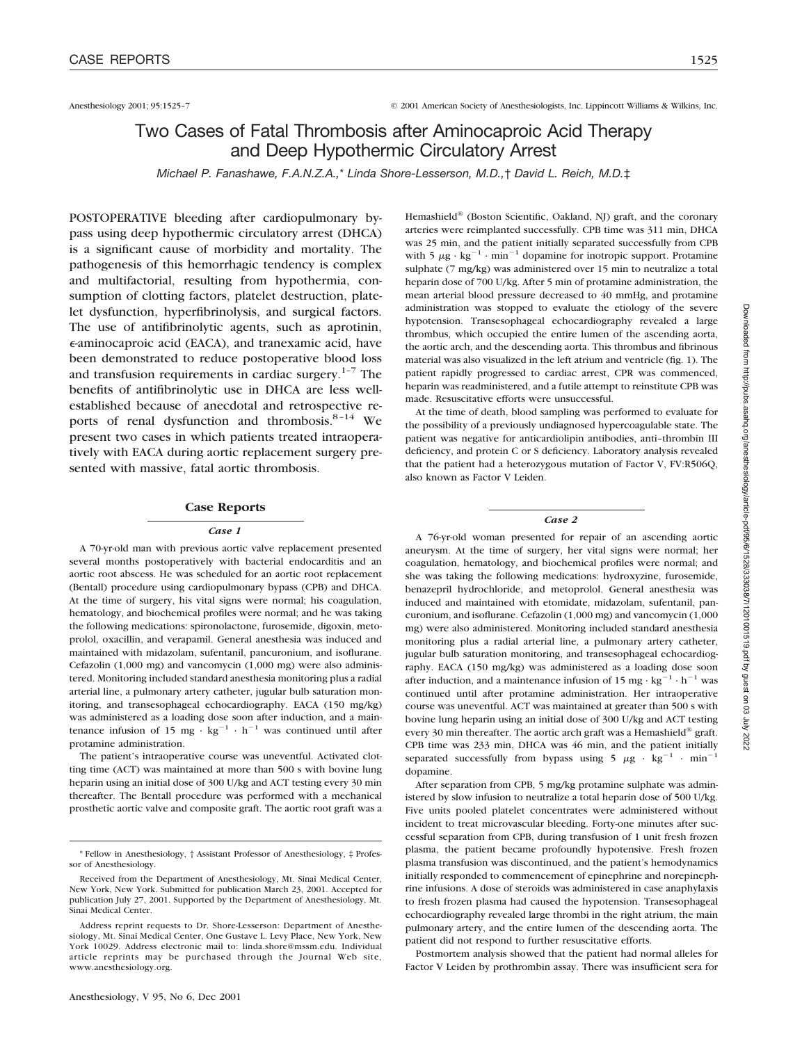Anesthesiology 2001; 95:1525–7 © 2001 American Society of Anesthesiologists, Inc. Lippincott Williams & Wilkins, Inc.

# Two Cases of Fatal Thrombosis after Aminocaproic Acid Therapy and Deep Hypothermic Circulatory Arrest

*Michael P. Fanashawe, F.A.N.Z.A.,\* Linda Shore-Lesserson, M.D.,† David L. Reich, M.D.‡*

POSTOPERATIVE bleeding after cardiopulmonary bypass using deep hypothermic circulatory arrest (DHCA) is a significant cause of morbidity and mortality. The pathogenesis of this hemorrhagic tendency is complex and multifactorial, resulting from hypothermia, consumption of clotting factors, platelet destruction, platelet dysfunction, hyperfibrinolysis, and surgical factors. The use of antifibrinolytic agents, such as aprotinin, ε-aminocaproic acid (EACA), and tranexamic acid, have been demonstrated to reduce postoperative blood loss and transfusion requirements in cardiac surgery.[1–7] The benefits of antifibrinolytic use in DHCA are less well-established because of anecdotal and retrospective reports of renal dysfunction and thrombosis.[8–14] We present two cases in which patients treated intraoperatively with EACA during aortic replacement surgery presented with massive, fatal aortic thrombosis.

## Case Reports

### *Case 1*

A 70-yr-old man with previous aortic valve replacement presented several months postoperatively with bacterial endocarditis and an aortic root abscess. He was scheduled for an aortic root replacement (Bentall) procedure using cardiopulmonary bypass (CPB) and DHCA. At the time of surgery, his vital signs were normal; his coagulation, hematology, and biochemical profiles were normal; and he was taking the following medications: spironolactone, furosemide, digoxin, metoprolol, oxacillin, and verapamil. General anesthesia was induced and maintained with midazolam, sufentanil, pancuronium, and isoflurane. Cefazolin (1,000 mg) and vancomycin (1,000 mg) were also administered. Monitoring included standard anesthesia monitoring plus a radial arterial line, a pulmonary artery catheter, jugular bulb saturation monitoring, and transesophageal echocardiography. EACA (150 mg/kg) was administered as a loading dose soon after induction, and a maintenance infusion of 15 mg · kg$^{-1}$ · h$^{-1}$ was continued until after protamine administration.

The patient's intraoperative course was uneventful. Activated clotting time (ACT) was maintained at more than 500 s with bovine lung heparin using an initial dose of 300 U/kg and ACT testing every 30 min thereafter. The Bentall procedure was performed with a mechanical prosthetic aortic valve and composite graft. The aortic root graft was a Hemashield® (Boston Scientific, Oakland, NJ) graft, and the coronary arteries were reimplanted successfully. CPB time was 311 min, DHCA was 25 min, and the patient initially separated successfully from CPB with 5 μg · kg$^{-1}$ · min$^{-1}$ dopamine for inotropic support. Protamine sulphate (7 mg/kg) was administered over 15 min to neutralize a total heparin dose of 700 U/kg. After 5 min of protamine administration, the mean arterial blood pressure decreased to 40 mmHg, and protamine administration was stopped to evaluate the etiology of the severe hypotension. Transesophageal echocardiography revealed a large thrombus, which occupied the entire lumen of the ascending aorta, the aortic arch, and the descending aorta. This thrombus and fibrinous material was also visualized in the left atrium and ventricle (fig. 1). The patient rapidly progressed to cardiac arrest, CPR was commenced, heparin was readministered, and a futile attempt to reinstitute CPB was made. Resuscitative efforts were unsuccessful.

At the time of death, blood sampling was performed to evaluate for the possibility of a previously undiagnosed hypercoagulable state. The patient was negative for anticardiolipin antibodies, anti–thrombin III deficiency, and protein C or S deficiency. Laboratory analysis revealed that the patient had a heterozygous mutation of Factor V, FV:R506Q, also known as Factor V Leiden.

### *Case 2*

A 76-yr-old woman presented for repair of an ascending aortic aneurysm. At the time of surgery, her vital signs were normal; her coagulation, hematology, and biochemical profiles were normal; and she was taking the following medications: hydroxyzine, furosemide, benazepril hydrochloride, and metoprolol. General anesthesia was induced and maintained with etomidate, midazolam, sufentanil, pancuronium, and isoflurane. Cefazolin (1,000 mg) and vancomycin (1,000 mg) were also administered. Monitoring included standard anesthesia monitoring plus a radial arterial line, a pulmonary artery catheter, jugular bulb saturation monitoring, and transesophageal echocardiography. EACA (150 mg/kg) was administered as a loading dose soon after induction, and a maintenance infusion of 15 mg · kg$^{-1}$ · h$^{-1}$ was continued until after protamine administration. Her intraoperative course was uneventful. ACT was maintained at greater than 500 s with bovine lung heparin using an initial dose of 300 U/kg and ACT testing every 30 min thereafter. The aortic arch graft was a Hemashield® graft. CPB time was 233 min, DHCA was 46 min, and the patient initially separated successfully from bypass using 5 μg · kg$^{-1}$ · min$^{-1}$ dopamine.

After separation from CPB, 5 mg/kg protamine sulphate was administered by slow infusion to neutralize a total heparin dose of 500 U/kg. Five units pooled platelet concentrates were administered without incident to treat microvascular bleeding. Forty-one minutes after successful separation from CPB, during transfusion of 1 unit fresh frozen plasma, the patient became profoundly hypotensive. Fresh frozen plasma transfusion was discontinued, and the patient's hemodynamics initially responded to commencement of epinephrine and norepinephrine infusions. A dose of steroids was administered in case anaphylaxis to fresh frozen plasma had caused the hypotension. Transesophageal echocardiography revealed large thrombi in the right atrium, the main pulmonary artery, and the entire lumen of the descending aorta. The patient did not respond to further resuscitative efforts.

Postmortem analysis showed that the patient had normal alleles for Factor V Leiden by prothrombin assay. There was insufficient sera for

---

\* Fellow in Anesthesiology, † Assistant Professor of Anesthesiology, ‡ Professor of Anesthesiology.

Received from the Department of Anesthesiology, Mt. Sinai Medical Center, New York, New York. Submitted for publication March 23, 2001. Accepted for publication July 27, 2001. Supported by the Department of Anesthesiology, Mt. Sinai Medical Center.

Address reprint requests to Dr. Shore-Lesserson: Department of Anesthesiology, Mt. Sinai Medical Center, One Gustave L. Levy Place, New York, New York 10029. Address electronic mail to: linda.shore@mssm.edu. Individual article reprints may be purchased through the Journal Web site, www.anesthesiology.org.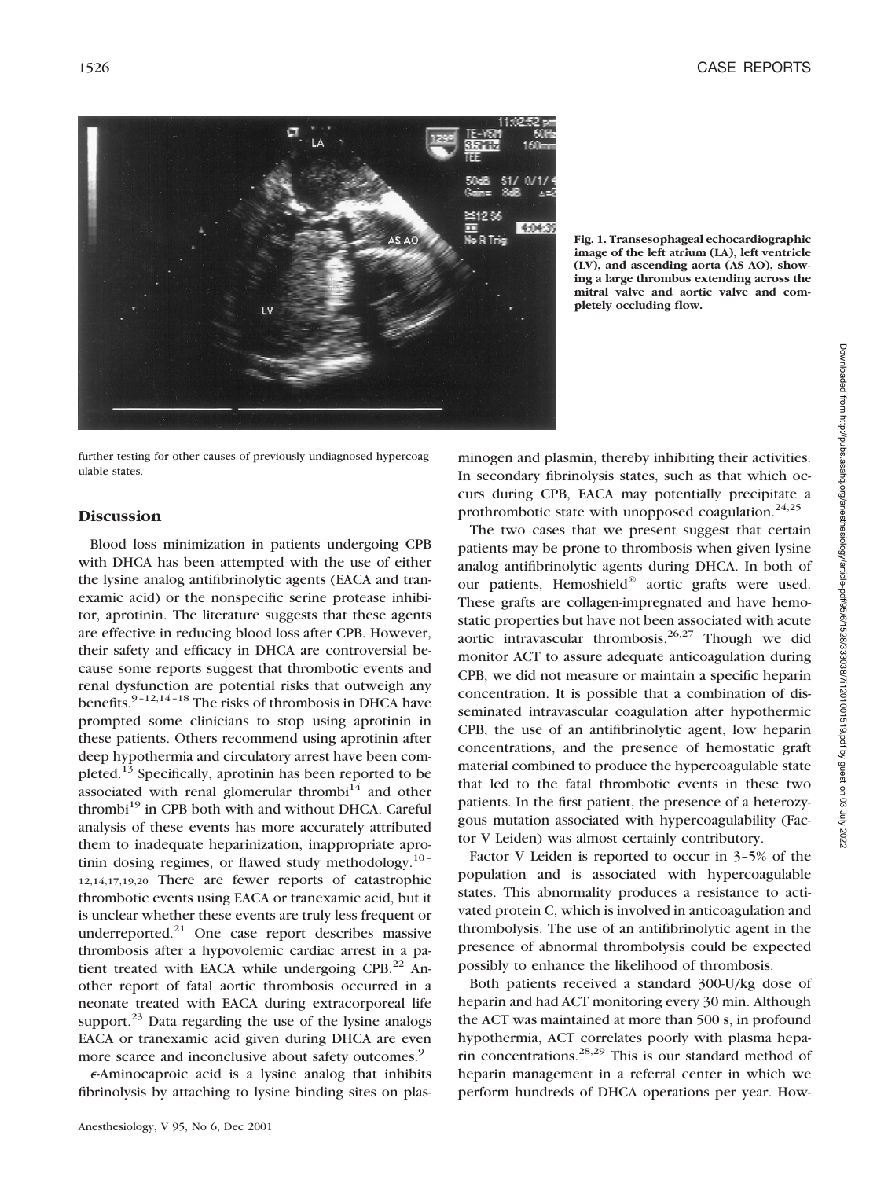Fig. 1. Transesophageal echocardiographic image of the left atrium (LA), left ventricle (LV), and ascending aorta (AS AO), showing a large thrombus extending across the mitral valve and aortic valve and completely occluding flow.

further testing for other causes of previously undiagnosed hypercoagulable states.

## Discussion

Blood loss minimization in patients undergoing CPB with DHCA has been attempted with the use of either the lysine analog antifibrinolytic agents (EACA and tranexamic acid) or the nonspecific serine protease inhibitor, aprotinin. The literature suggests that these agents are effective in reducing blood loss after CPB. However, their safety and efficacy in DHCA are controversial because some reports suggest that thrombotic events and renal dysfunction are potential risks that outweigh any benefits.[9–12,14–18] The risks of thrombosis in DHCA have prompted some clinicians to stop using aprotinin in these patients. Others recommend using aprotinin after deep hypothermia and circulatory arrest have been completed.[13] Specifically, aprotinin has been reported to be associated with renal glomerular thrombi[14] and other thrombi[19] in CPB both with and without DHCA. Careful analysis of these events has more accurately attributed them to inadequate heparinization, inappropriate aprotinin dosing regimes, or flawed study methodology.[10–12,14,17,19,20] There are fewer reports of catastrophic thrombotic events using EACA or tranexamic acid, but it is unclear whether these events are truly less frequent or underreported.[21] One case report describes massive thrombosis after a hypovolemic cardiac arrest in a patient treated with EACA while undergoing CPB.[22] Another report of fatal aortic thrombosis occurred in a neonate treated with EACA during extracorporeal life support.[23] Data regarding the use of the lysine analogs EACA or tranexamic acid given during DHCA are even more scarce and inconclusive about safety outcomes.[9]

ε-Aminocaproic acid is a lysine analog that inhibits fibrinolysis by attaching to lysine binding sites on plasminogen and plasmin, thereby inhibiting their activities. In secondary fibrinolysis states, such as that which occurs during CPB, EACA may potentially precipitate a prothrombotic state with unopposed coagulation.[24,25]

The two cases that we present suggest that certain patients may be prone to thrombosis when given lysine analog antifibrinolytic agents during DHCA. In both of our patients, Hemoshield® aortic grafts were used. These grafts are collagen-impregnated and have hemostatic properties but have not been associated with acute aortic intravascular thrombosis.[26,27] Though we did monitor ACT to assure adequate anticoagulation during CPB, we did not measure or maintain a specific heparin concentration. It is possible that a combination of disseminated intravascular coagulation after hypothermic CPB, the use of an antifibrinolytic agent, low heparin concentrations, and the presence of hemostatic graft material combined to produce the hypercoagulable state that led to the fatal thrombotic events in these two patients. In the first patient, the presence of a heterozygous mutation associated with hypercoagulability (Factor V Leiden) was almost certainly contributory.

Factor V Leiden is reported to occur in 3–5% of the population and is associated with hypercoagulable states. This abnormality produces a resistance to activated protein C, which is involved in anticoagulation and thrombolysis. The use of an antifibrinolytic agent in the presence of abnormal thrombolysis could be expected possibly to enhance the likelihood of thrombosis.

Both patients received a standard 300-U/kg dose of heparin and had ACT monitoring every 30 min. Although the ACT was maintained at more than 500 s, in profound hypothermia, ACT correlates poorly with plasma heparin concentrations.[28,29] This is our standard method of heparin management in a referral center in which we perform hundreds of DHCA operations per year. How-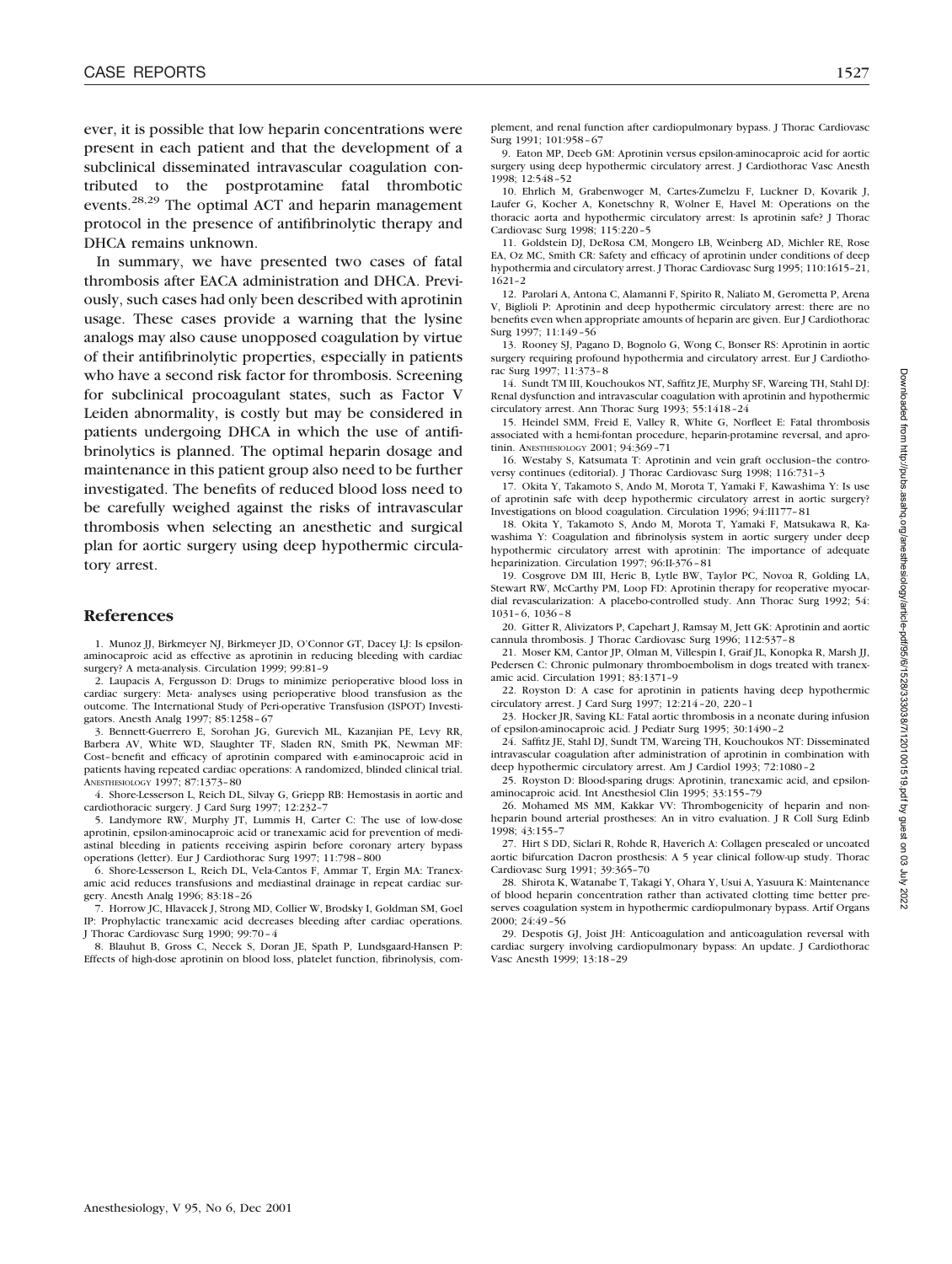ever, it is possible that low heparin concentrations were present in each patient and that the development of a subclinical disseminated intravascular coagulation contributed to the postprotamine fatal thrombotic events.[28,29] The optimal ACT and heparin management protocol in the presence of antifibrinolytic therapy and DHCA remains unknown.

In summary, we have presented two cases of fatal thrombosis after EACA administration and DHCA. Previously, such cases had only been described with aprotinin usage. These cases provide a warning that the lysine analogs may also cause unopposed coagulation by virtue of their antifibrinolytic properties, especially in patients who have a second risk factor for thrombosis. Screening for subclinical procoagulant states, such as Factor V Leiden abnormality, is costly but may be considered in patients undergoing DHCA in which the use of antifibrinolytics is planned. The optimal heparin dosage and maintenance in this patient group also need to be further investigated. The benefits of reduced blood loss need to be carefully weighed against the risks of intravascular thrombosis when selecting an anesthetic and surgical plan for aortic surgery using deep hypothermic circulatory arrest.

## References

1. Munoz JJ, Birkmeyer NJ, Birkmeyer JD, O'Connor GT, Dacey LJ: Is epsilon-aminocaproic acid as effective as aprotinin in reducing bleeding with cardiac surgery? A meta-analysis. Circulation 1999; 99:81–9
2. Laupacis A, Fergusson D: Drugs to minimize perioperative blood loss in cardiac surgery: Meta- analyses using perioperative blood transfusion as the outcome. The International Study of Peri-operative Transfusion (ISPOT) Investigators. Anesth Analg 1997; 85:1258–67
3. Bennett-Guerrero E, Sorohan JG, Gurevich ML, Kazanjian PE, Levy RR, Barbera AV, White WD, Slaughter TF, Sladen RN, Smith PK, Newman MF: Cost–benefit and efficacy of aprotinin compared with ε-aminocaproic acid in patients having repeated cardiac operations: A randomized, blinded clinical trial. Anesthesiology 1997; 87:1373–80
4. Shore-Lesserson L, Reich DL, Silvay G, Griepp RB: Hemostasis in aortic and cardiothoracic surgery. J Card Surg 1997; 12:232–7
5. Landymore RW, Murphy JT, Lummis H, Carter C: The use of low-dose aprotinin, epsilon-aminocaproic acid or tranexamic acid for prevention of mediastinal bleeding in patients receiving aspirin before coronary artery bypass operations (letter). Eur J Cardiothorac Surg 1997; 11:798–800
6. Shore-Lesserson L, Reich DL, Vela-Cantos F, Ammar T, Ergin MA: Tranexamic acid reduces transfusions and mediastinal drainage in repeat cardiac surgery. Anesth Analg 1996; 83:18–26
7. Horrow JC, Hlavacek J, Strong MD, Collier W, Brodsky I, Goldman SM, Goel IP: Prophylactic tranexamic acid decreases bleeding after cardiac operations. J Thorac Cardiovasc Surg 1990; 99:70–4
8. Blauhut B, Gross C, Necek S, Doran JE, Spath P, Lundsgaard-Hansen P: Effects of high-dose aprotinin on blood loss, platelet function, fibrinolysis, complement, and renal function after cardiopulmonary bypass. J Thorac Cardiovasc Surg 1991; 101:958–67
9. Eaton MP, Deeb GM: Aprotinin versus epsilon-aminocaproic acid for aortic surgery using deep hypothermic circulatory arrest. J Cardiothorac Vasc Anesth 1998; 12:548–52
10. Ehrlich M, Grabenwoger M, Cartes-Zumelzu F, Luckner D, Kovarik J, Laufer G, Kocher A, Konetschny R, Wolner E, Havel M: Operations on the thoracic aorta and hypothermic circulatory arrest: Is aprotinin safe? J Thorac Cardiovasc Surg 1998; 115:220–5
11. Goldstein DJ, DeRosa CM, Mongero LB, Weinberg AD, Michler RE, Rose EA, Oz MC, Smith CR: Safety and efficacy of aprotinin under conditions of deep hypothermia and circulatory arrest. J Thorac Cardiovasc Surg 1995; 110:1615–21, 1621–2
12. Parolari A, Antona C, Alamanni F, Spirito R, Naliato M, Gerometta P, Arena V, Biglioli P: Aprotinin and deep hypothermic circulatory arrest: there are no benefits even when appropriate amounts of heparin are given. Eur J Cardiothorac Surg 1997; 11:149–56
13. Rooney SJ, Pagano D, Bognolo G, Wong C, Bonser RS: Aprotinin in aortic surgery requiring profound hypothermia and circulatory arrest. Eur J Cardiothorac Surg 1997; 11:373–8
14. Sundt TM III, Kouchoukos NT, Saffitz JE, Murphy SF, Wareing TH, Stahl DJ: Renal dysfunction and intravascular coagulation with aprotinin and hypothermic circulatory arrest. Ann Thorac Surg 1993; 55:1418–24
15. Heindel SMM, Freid E, Valley R, White G, Norfleet E: Fatal thrombosis associated with a hemi-fontan procedure, heparin-protamine reversal, and aprotinin. Anesthesiology 2001; 94:369–71
16. Westaby S, Katsumata T: Aprotinin and vein graft occlusion–the controversy continues (editorial). J Thorac Cardiovasc Surg 1998; 116:731–3
17. Okita Y, Takamoto S, Ando M, Morota T, Yamaki F, Kawashima Y: Is use of aprotinin safe with deep hypothermic circulatory arrest in aortic surgery? Investigations on blood coagulation. Circulation 1996; 94:II177–81
18. Okita Y, Takamoto S, Ando M, Morota T, Yamaki F, Matsukawa R, Kawashima Y: Coagulation and fibrinolysis system in aortic surgery under deep hypothermic circulatory arrest with aprotinin: The importance of adequate heparinization. Circulation 1997; 96:II-376–81
19. Cosgrove DM III, Heric B, Lytle BW, Taylor PC, Novoa R, Golding LA, Stewart RW, McCarthy PM, Loop FD: Aprotinin therapy for reoperative myocardial revascularization: A placebo-controlled study. Ann Thorac Surg 1992; 54:1031–6, 1036–8
20. Gitter R, Alivizators P, Capehart J, Ramsay M, Jett GK: Aprotinin and aortic cannula thrombosis. J Thorac Cardiovasc Surg 1996; 112:537–8
21. Moser KM, Cantor JP, Olman M, Villespin I, Graif JL, Konopka R, Marsh JJ, Pedersen C: Chronic pulmonary thromboembolism in dogs treated with tranexamic acid. Circulation 1991; 83:1371–9
22. Royston D: A case for aprotinin in patients having deep hypothermic circulatory arrest. J Card Surg 1997; 12:214–20, 220–1
23. Hocker JR, Saving KL: Fatal aortic thrombosis in a neonate during infusion of epsilon-aminocaproic acid. J Pediatr Surg 1995; 30:1490–2
24. Saffitz JE, Stahl DJ, Sundt TM, Wareing TH, Kouchoukos NT: Disseminated intravascular coagulation after administration of aprotinin in combination with deep hypothermic circulatory arrest. Am J Cardiol 1993; 72:1080–2
25. Royston D: Blood-sparing drugs: Aprotinin, tranexamic acid, and epsilon-aminocaproic acid. Int Anesthesiol Clin 1995; 33:155–79
26. Mohamed MS MM, Kakkar VV: Thrombogenicity of heparin and non-heparin bound arterial prostheses: An in vitro evaluation. J R Coll Surg Edinb 1998; 43:155–7
27. Hirt S DD, Siclari R, Rohde R, Haverich A: Collagen presealed or uncoated aortic bifurcation Dacron prosthesis: A 5 year clinical follow-up study. Thorac Cardiovasc Surg 1991; 39:365–70
28. Shirota K, Watanabe T, Takagi Y, Ohara Y, Usui A, Yasuura K: Maintenance of blood heparin concentration rather than activated clotting time better preserves coagulation system in hypothermic cardiopulmonary bypass. Artif Organs 2000; 24:49–56
29. Despotis GJ, Joist JH: Anticoagulation and anticoagulation reversal with cardiac surgery involving cardiopulmonary bypass: An update. J Cardiothorac Vasc Anesth 1999; 13:18–29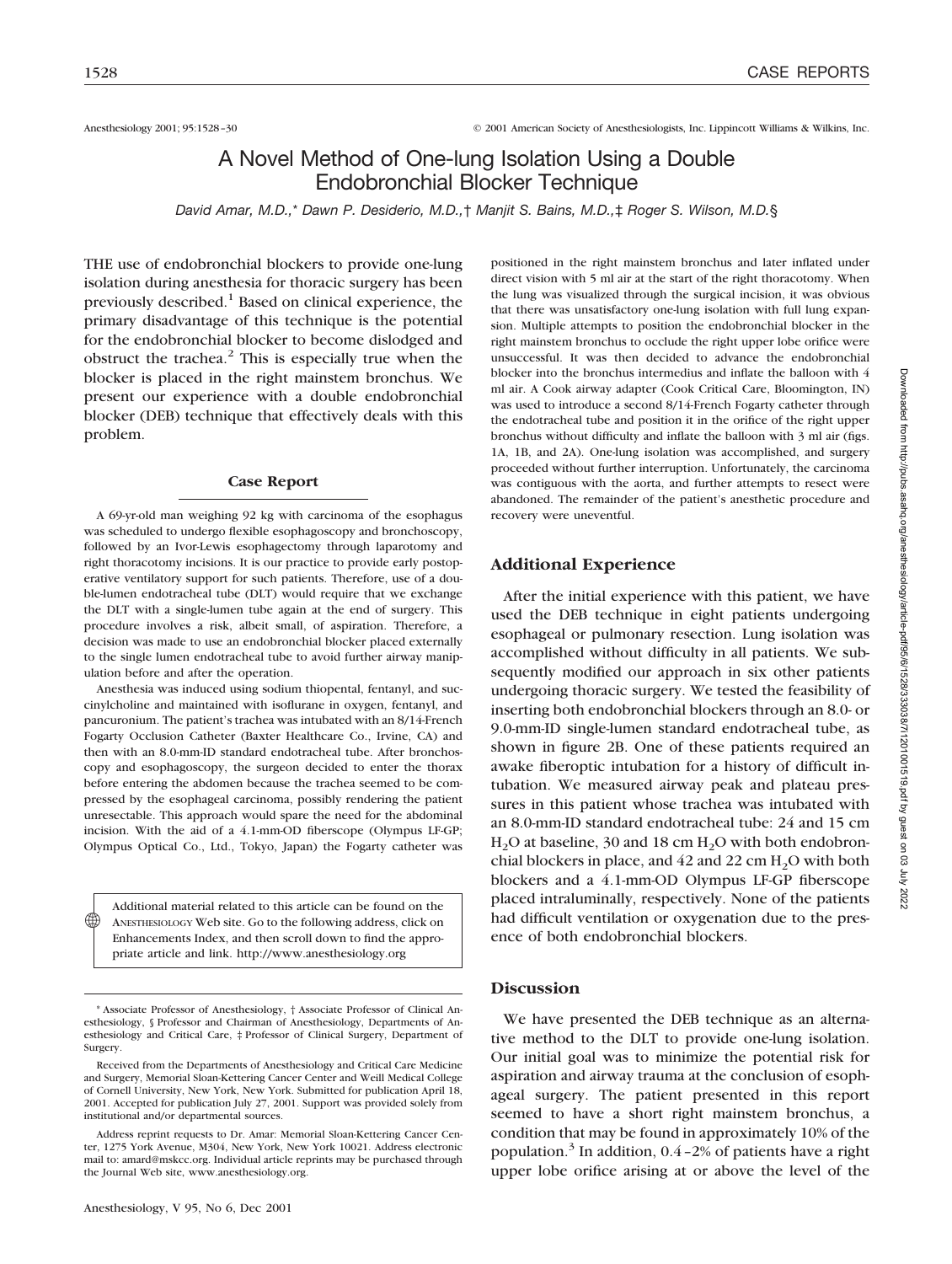# A Novel Method of One-lung Isolation Using a Double Endobronchial Blocker Technique

*David Amar, M.D.,\* Dawn P. Desiderio, M.D.,† Manjit S. Bains, M.D.,‡ Roger S. Wilson, M.D.§*

THE use of endobronchial blockers to provide one-lung isolation during anesthesia for thoracic surgery has been previously described.[1] Based on clinical experience, the primary disadvantage of this technique is the potential for the endobronchial blocker to become dislodged and obstruct the trachea.[2] This is especially true when the blocker is placed in the right mainstem bronchus. We present our experience with a double endobronchial blocker (DEB) technique that effectively deals with this problem.

## Case Report

A 69-yr-old man weighing 92 kg with carcinoma of the esophagus was scheduled to undergo flexible esophagoscopy and bronchoscopy, followed by an Ivor-Lewis esophagectomy through laparotomy and right thoracotomy incisions. It is our practice to provide early postoperative ventilatory support for such patients. Therefore, use of a double-lumen endotracheal tube (DLT) would require that we exchange the DLT with a single-lumen tube again at the end of surgery. This procedure involves a risk, albeit small, of aspiration. Therefore, a decision was made to use an endobronchial blocker placed externally to the single lumen endotracheal tube to avoid further airway manipulation before and after the operation.

Anesthesia was induced using sodium thiopental, fentanyl, and succinylcholine and maintained with isoflurane in oxygen, fentanyl, and pancuronium. The patient's trachea was intubated with an 8/14-French Fogarty Occlusion Catheter (Baxter Healthcare Co., Irvine, CA) and then with an 8.0-mm-ID standard endotracheal tube. After bronchoscopy and esophagoscopy, the surgeon decided to enter the thorax before entering the abdomen because the trachea seemed to be compressed by the esophageal carcinoma, possibly rendering the patient unresectable. This approach would spare the need for the abdominal incision. With the aid of a 4.1-mm-OD fiberscope (Olympus LF-GP; Olympus Optical Co., Ltd., Tokyo, Japan) the Fogarty catheter was positioned in the right mainstem bronchus and later inflated under direct vision with 5 ml air at the start of the right thoracotomy. When the lung was visualized through the surgical incision, it was obvious that there was unsatisfactory one-lung isolation with full lung expansion. Multiple attempts to position the endobronchial blocker in the right mainstem bronchus to occlude the right upper lobe orifice were unsuccessful. It was then decided to advance the endobronchial blocker into the bronchus intermedius and inflate the balloon with 4 ml air. A Cook airway adapter (Cook Critical Care, Bloomington, IN) was used to introduce a second 8/14-French Fogarty catheter through the endotracheal tube and position it in the orifice of the right upper bronchus without difficulty and inflate the balloon with 3 ml air (figs. 1A, 1B, and 2A). One-lung isolation was accomplished, and surgery proceeded without further interruption. Unfortunately, the carcinoma was contiguous with the aorta, and further attempts to resect were abandoned. The remainder of the patient's anesthetic procedure and recovery were uneventful.

## Additional Experience

After the initial experience with this patient, we have used the DEB technique in eight patients undergoing esophageal or pulmonary resection. Lung isolation was accomplished without difficulty in all patients. We subsequently modified our approach in six other patients undergoing thoracic surgery. We tested the feasibility of inserting both endobronchial blockers through an 8.0- or 9.0-mm-ID single-lumen standard endotracheal tube, as shown in figure 2B. One of these patients required an awake fiberoptic intubation for a history of difficult intubation. We measured airway peak and plateau pressures in this patient whose trachea was intubated with an 8.0-mm-ID standard endotracheal tube: 24 and 15 cm $H_2O$ at baseline, 30 and 18 cm $H_2O$ with both endobronchial blockers in place, and 42 and 22 cm $H_2O$ with both blockers and a 4.1-mm-OD Olympus LF-GP fiberscope placed intraluminally, respectively. None of the patients had difficult ventilation or oxygenation due to the presence of both endobronchial blockers.

## Discussion

We have presented the DEB technique as an alternative method to the DLT to provide one-lung isolation. Our initial goal was to minimize the potential risk for aspiration and airway trauma at the conclusion of esophageal surgery. The patient presented in this report seemed to have a short right mainstem bronchus, a condition that may be found in approximately 10% of the population.[3] In addition, 0.4–2% of patients have a right upper lobe orifice arising at or above the level of the

Additional material related to this article can be found on the ANESTHESIOLOGY Web site. Go to the following address, click on Enhancements Index, and then scroll down to find the appropriate article and link. http://www.anesthesiology.org

\* Associate Professor of Anesthesiology, † Associate Professor of Clinical Anesthesiology, § Professor and Chairman of Anesthesiology, Departments of Anesthesiology and Critical Care, ‡ Professor of Clinical Surgery, Department of Surgery.

Received from the Departments of Anesthesiology and Critical Care Medicine and Surgery, Memorial Sloan-Kettering Cancer Center and Weill Medical College of Cornell University, New York, New York. Submitted for publication April 18, 2001. Accepted for publication July 27, 2001. Support was provided solely from institutional and/or departmental sources.

Address reprint requests to Dr. Amar: Memorial Sloan-Kettering Cancer Center, 1275 York Avenue, M304, New York, New York 10021. Address electronic mail to: amard@mskcc.org. Individual article reprints may be purchased through the Journal Web site, www.anesthesiology.org.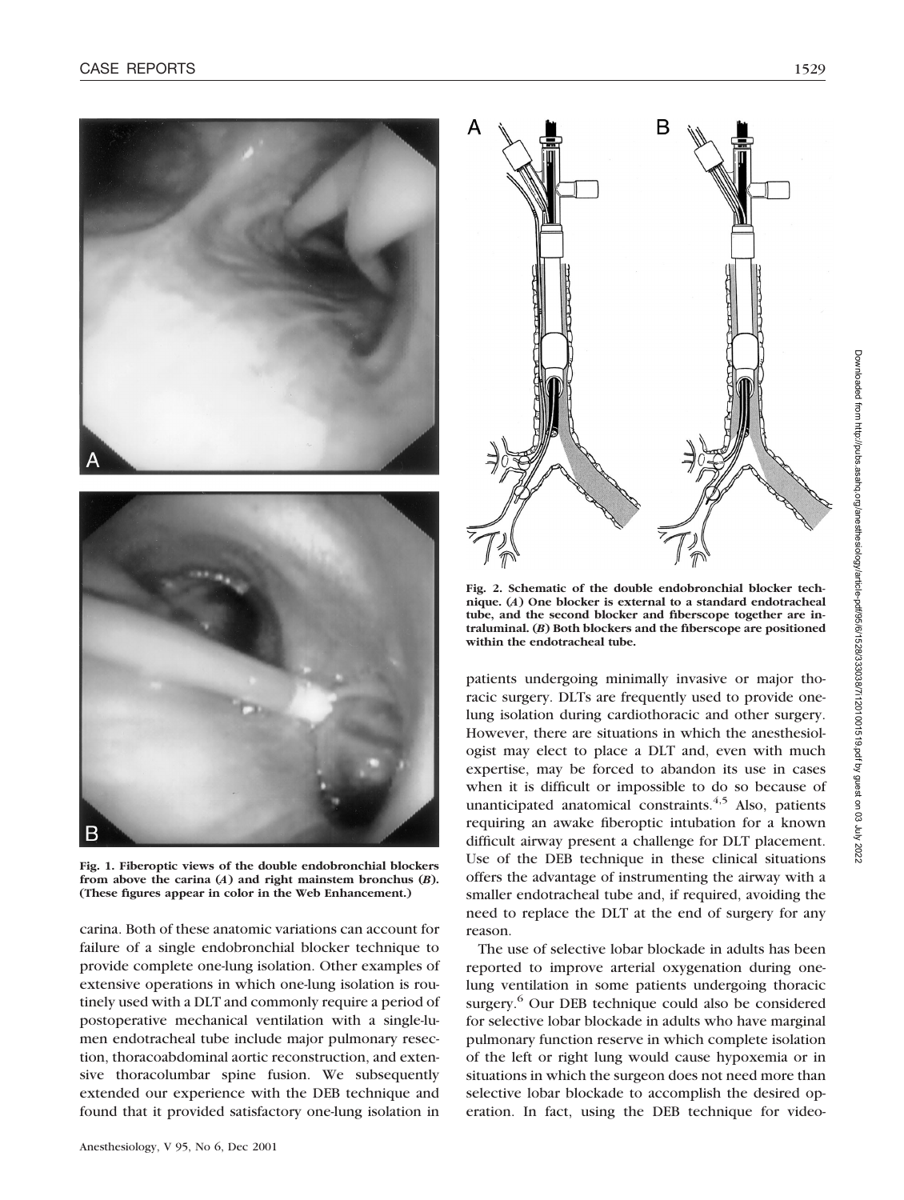Fig. 1. Fiberoptic views of the double endobronchial blockers from above the carina (*A*) and right mainstem bronchus (*B*). (These figures appear in color in the Web Enhancement.)

Fig. 2. Schematic of the double endobronchial blocker technique. (*A*) One blocker is external to a standard endotracheal tube, and the second blocker and fiberscope together are intraluminal. (*B*) Both blockers and the fiberscope are positioned within the endotracheal tube.

carina. Both of these anatomic variations can account for failure of a single endobronchial blocker technique to provide complete one-lung isolation. Other examples of extensive operations in which one-lung isolation is routinely used with a DLT and commonly require a period of postoperative mechanical ventilation with a single-lumen endotracheal tube include major pulmonary resection, thoracoabdominal aortic reconstruction, and extensive thoracolumbar spine fusion. We subsequently extended our experience with the DEB technique and found that it provided satisfactory one-lung isolation in patients undergoing minimally invasive or major thoracic surgery. DLTs are frequently used to provide one-lung isolation during cardiothoracic and other surgery. However, there are situations in which the anesthesiologist may elect to place a DLT and, even with much expertise, may be forced to abandon its use in cases when it is difficult or impossible to do so because of unanticipated anatomical constraints.[4,5] Also, patients requiring an awake fiberoptic intubation for a known difficult airway present a challenge for DLT placement. Use of the DEB technique in these clinical situations offers the advantage of instrumenting the airway with a smaller endotracheal tube and, if required, avoiding the need to replace the DLT at the end of surgery for any reason.

The use of selective lobar blockade in adults has been reported to improve arterial oxygenation during one-lung ventilation in some patients undergoing thoracic surgery.[6] Our DEB technique could also be considered for selective lobar blockade in adults who have marginal pulmonary function reserve in which complete isolation of the left or right lung would cause hypoxemia or in situations in which the surgeon does not need more than selective lobar blockade to accomplish the desired operation. In fact, using the DEB technique for video-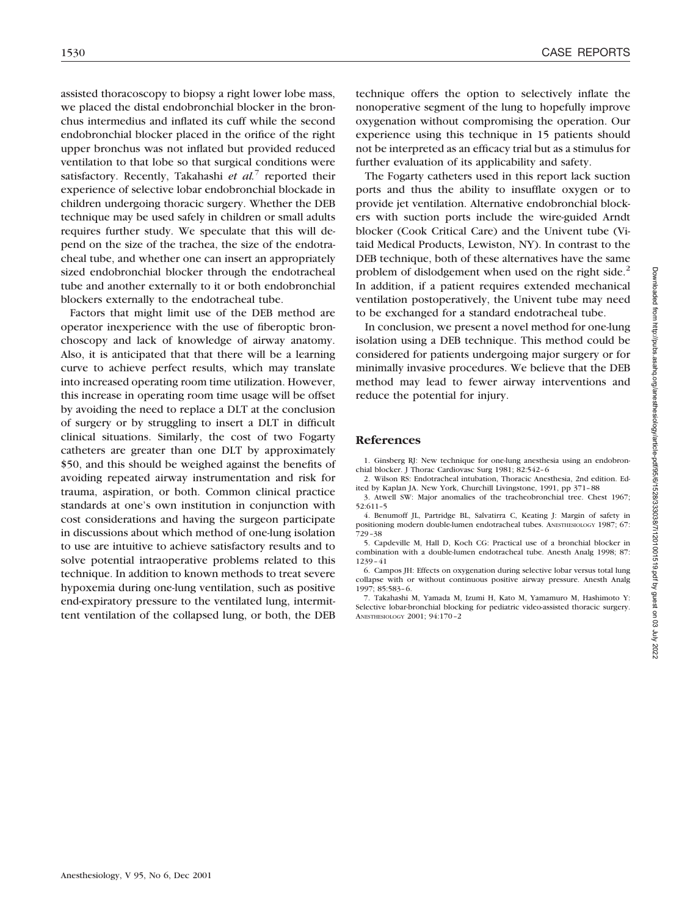assisted thoracoscopy to biopsy a right lower lobe mass, we placed the distal endobronchial blocker in the bronchus intermedius and inflated its cuff while the second endobronchial blocker placed in the orifice of the right upper bronchus was not inflated but provided reduced ventilation to that lobe so that surgical conditions were satisfactory. Recently, Takahashi *et al.*[7] reported their experience of selective lobar endobronchial blockade in children undergoing thoracic surgery. Whether the DEB technique may be used safely in children or small adults requires further study. We speculate that this will depend on the size of the trachea, the size of the endotracheal tube, and whether one can insert an appropriately sized endobronchial blocker through the endotracheal tube and another externally to it or both endobronchial blockers externally to the endotracheal tube.

Factors that might limit use of the DEB method are operator inexperience with the use of fiberoptic bronchoscopy and lack of knowledge of airway anatomy. Also, it is anticipated that that there will be a learning curve to achieve perfect results, which may translate into increased operating room time utilization. However, this increase in operating room time usage will be offset by avoiding the need to replace a DLT at the conclusion of surgery or by struggling to insert a DLT in difficult clinical situations. Similarly, the cost of two Fogarty catheters are greater than one DLT by approximately \$50, and this should be weighed against the benefits of avoiding repeated airway instrumentation and risk for trauma, aspiration, or both. Common clinical practice standards at one's own institution in conjunction with cost considerations and having the surgeon participate in discussions about which method of one-lung isolation to use are intuitive to achieve satisfactory results and to solve potential intraoperative problems related to this technique. In addition to known methods to treat severe hypoxemia during one-lung ventilation, such as positive end-expiratory pressure to the ventilated lung, intermittent ventilation of the collapsed lung, or both, the DEB technique offers the option to selectively inflate the nonoperative segment of the lung to hopefully improve oxygenation without compromising the operation. Our experience using this technique in 15 patients should not be interpreted as an efficacy trial but as a stimulus for further evaluation of its applicability and safety.

The Fogarty catheters used in this report lack suction ports and thus the ability to insufflate oxygen or to provide jet ventilation. Alternative endobronchial blockers with suction ports include the wire-guided Arndt blocker (Cook Critical Care) and the Univent tube (Vitaid Medical Products, Lewiston, NY). In contrast to the DEB technique, both of these alternatives have the same problem of dislodgement when used on the right side.[2] In addition, if a patient requires extended mechanical ventilation postoperatively, the Univent tube may need to be exchanged for a standard endotracheal tube.

In conclusion, we present a novel method for one-lung isolation using a DEB technique. This method could be considered for patients undergoing major surgery or for minimally invasive procedures. We believe that the DEB method may lead to fewer airway interventions and reduce the potential for injury.

## References

1. Ginsberg RJ: New technique for one-lung anesthesia using an endobronchial blocker. J Thorac Cardiovasc Surg 1981; 82:542–6
2. Wilson RS: Endotracheal intubation, Thoracic Anesthesia, 2nd edition. Edited by Kaplan JA. New York, Churchill Livingstone, 1991, pp 371–88
3. Atwell SW: Major anomalies of the tracheobronchial tree. Chest 1967; 52:611–5
4. Benumoff JL, Partridge BL, Salvatirra C, Keating J: Margin of safety in positioning modern double-lumen endotracheal tubes. ANESTHESIOLOGY 1987; 67: 729–38
5. Capdeville M, Hall D, Koch CG: Practical use of a bronchial blocker in combination with a double-lumen endotracheal tube. Anesth Analg 1998; 87: 1239–41
6. Campos JH: Effects on oxygenation during selective lobar versus total lung collapse with or without continuous positive airway pressure. Anesth Analg 1997; 85:583–6.
7. Takahashi M, Yamada M, Izumi H, Kato M, Yamamuro M, Hashimoto Y: Selective lobar-bronchial blocking for pediatric video-assisted thoracic surgery. ANESTHESIOLOGY 2001; 94:170–2